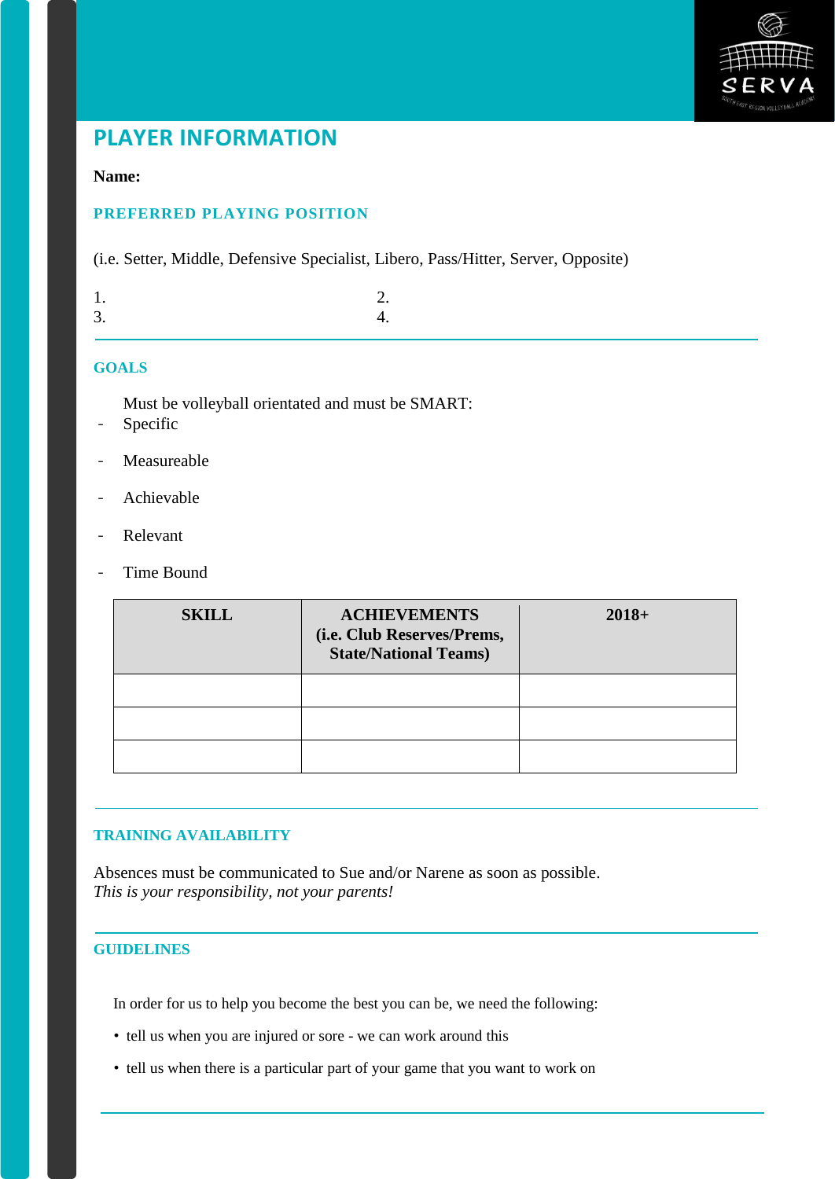## PLAYER INFORMATION

**Name:**

### PREFERRED PLAYING POSITION

(i.e. Setter, Middle, Defensive Specialist, Libero, Pass/Hitter, Server, Opposite)

1. 
2. 
3. 
4. 

---

### GOALS

Must be volleyball orientated and must be SMART:

- Specific
- Measureable
- Achievable
- Relevant
- Time Bound

| SKILL | ACHIEVEMENTS (i.e. Club Reserves/Prems, State/National Teams) | 2018+ |
|---|---|---|
| | | |
| | | |
| | | |

---

### TRAINING AVAILABILITY

Absences must be communicated to Sue and/or Narene as soon as possible.
*This is your responsibility, not your parents!*

---

### GUIDELINES

In order for us to help you become the best you can be, we need the following:

- tell us when you are injured or sore - we can work around this
- tell us when there is a particular part of your game that you want to work on

---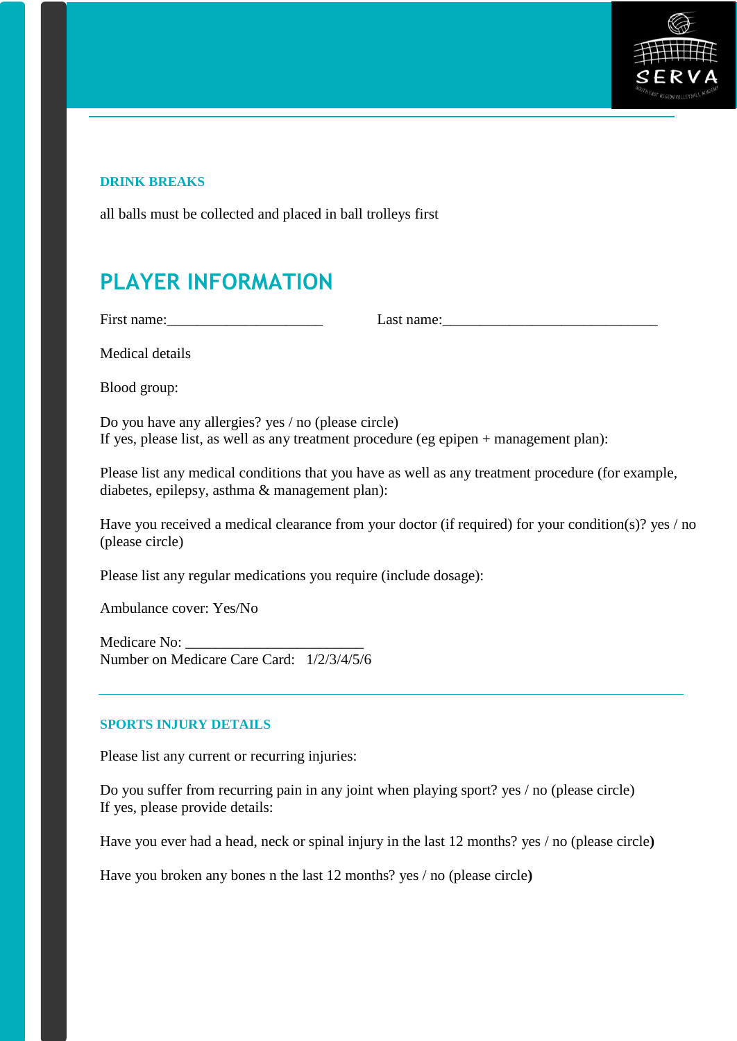### DRINK BREAKS

all balls must be collected and placed in ball trolleys first

## PLAYER INFORMATION

First name:_____________________ Last name:_____________________________

Medical details

Blood group:

Do you have any allergies? yes / no (please circle)
If yes, please list, as well as any treatment procedure (eg epipen + management plan):

Please list any medical conditions that you have as well as any treatment procedure (for example, diabetes, epilepsy, asthma & management plan):

Have you received a medical clearance from your doctor (if required) for your condition(s)? yes / no (please circle)

Please list any regular medications you require (include dosage):

Ambulance cover: Yes/No

Medicare No: ________________________
Number on Medicare Care Card: 1/2/3/4/5/6

### SPORTS INJURY DETAILS

Please list any current or recurring injuries:

Do you suffer from recurring pain in any joint when playing sport? yes / no (please circle)
If yes, please provide details:

Have you ever had a head, neck or spinal injury in the last 12 months? yes / no (please circle)

Have you broken any bones n the last 12 months? yes / no (please circle)